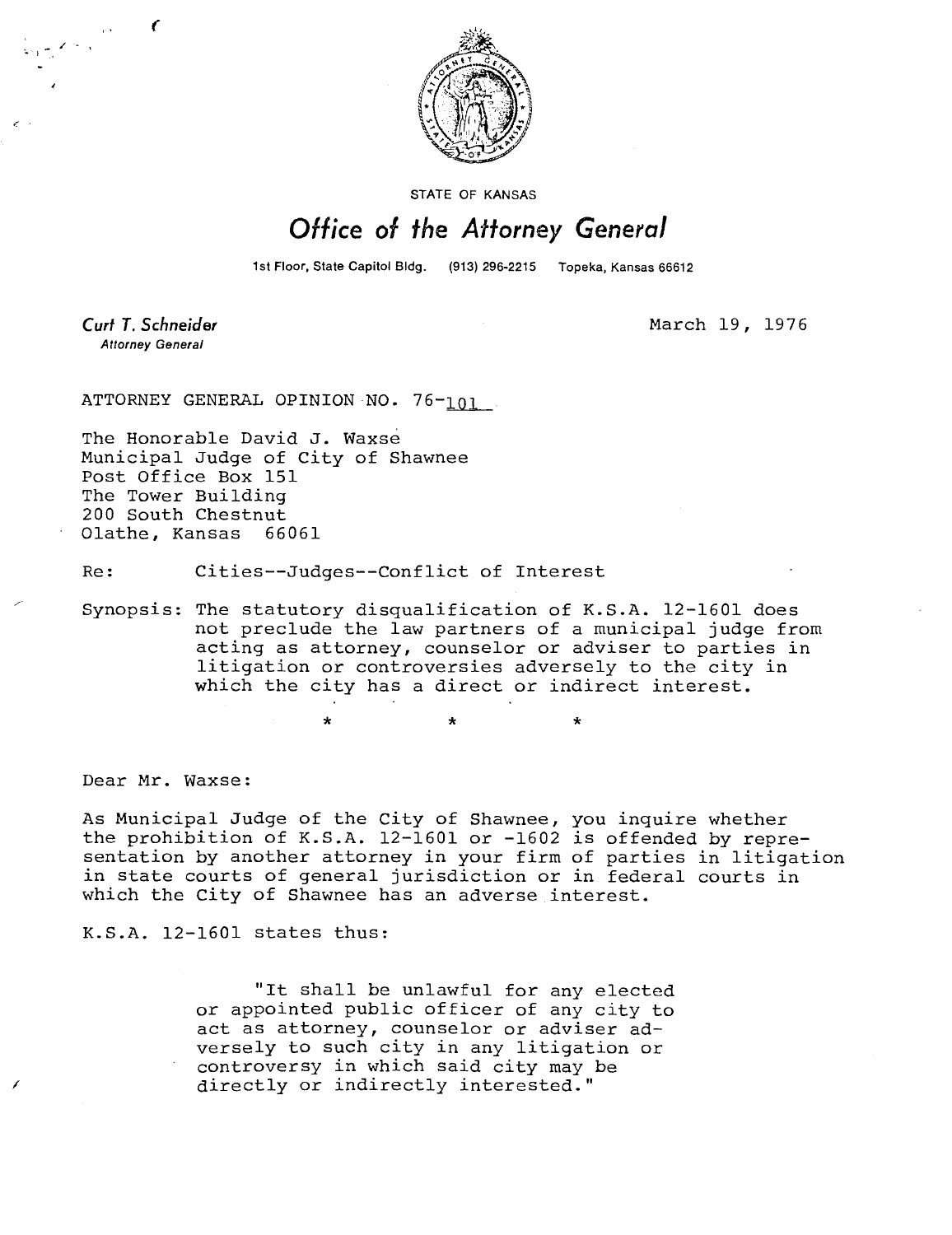STATE OF KANSAS

# *Office of the Attorney General*

1st Floor, State Capitol Bldg. (913) 296-2215 Topeka, Kansas 66612

*Curt T. Schneider*
*Attorney General*

March 19, 1976

ATTORNEY GENERAL OPINION NO. 76-101

The Honorable David J. Waxse
Municipal Judge of City of Shawnee
Post Office Box 151
The Tower Building
200 South Chestnut
Olathe, Kansas 66061

Re: Cities--Judges--Conflict of Interest

Synopsis: The statutory disqualification of K.S.A. 12-1601 does not preclude the law partners of a municipal judge from acting as attorney, counselor or adviser to parties in litigation or controversies adversely to the city in which the city has a direct or indirect interest.

\* \* \*

Dear Mr. Waxse:

As Municipal Judge of the City of Shawnee, you inquire whether the prohibition of K.S.A. 12-1601 or -1602 is offended by representation by another attorney in your firm of parties in litigation in state courts of general jurisdiction or in federal courts in which the City of Shawnee has an adverse interest.

K.S.A. 12-1601 states thus:

> "It shall be unlawful for any elected or appointed public officer of any city to act as attorney, counselor or adviser adversely to such city in any litigation or controversy in which said city may be directly or indirectly interested."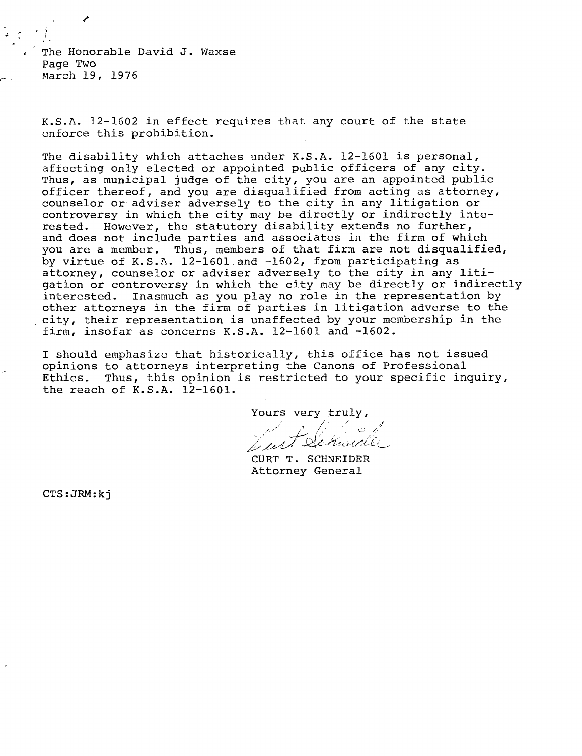The Honorable David J. Waxse
Page Two
March 19, 1976

K.S.A. 12-1602 in effect requires that any court of the state enforce this prohibition.

The disability which attaches under K.S.A. 12-1601 is personal, affecting only elected or appointed public officers of any city. Thus, as municipal judge of the city, you are an appointed public officer thereof, and you are disqualified from acting as attorney, counselor or adviser adversely to the city in any litigation or controversy in which the city may be directly or indirectly interested. However, the statutory disability extends no further, and does not include parties and associates in the firm of which you are a member. Thus, members of that firm are not disqualified, by virtue of K.S.A. 12-1601 and -1602, from participating as attorney, counselor or adviser adversely to the city in any litigation or controversy in which the city may be directly or indirectly interested. Inasmuch as you play no role in the representation by other attorneys in the firm of parties in litigation adverse to the city, their representation is unaffected by your membership in the firm, insofar as concerns K.S.A. 12-1601 and -1602.

I should emphasize that historically, this office has not issued opinions to attorneys interpreting the Canons of Professional Ethics. Thus, this opinion is restricted to your specific inquiry, the reach of K.S.A. 12-1601.

Yours very truly,

CURT T. SCHNEIDER
Attorney General

CTS:JRM:kj